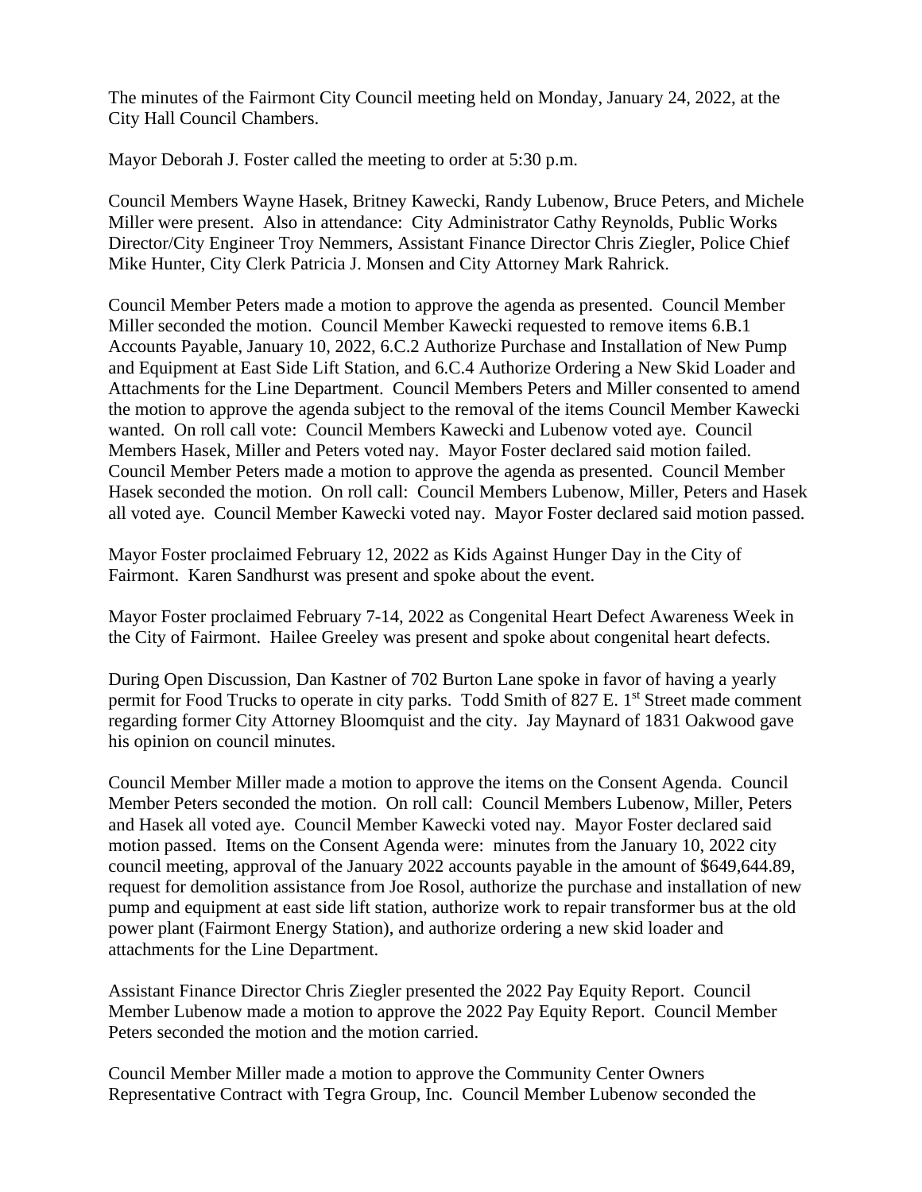The minutes of the Fairmont City Council meeting held on Monday, January 24, 2022, at the City Hall Council Chambers.

Mayor Deborah J. Foster called the meeting to order at 5:30 p.m.

Council Members Wayne Hasek, Britney Kawecki, Randy Lubenow, Bruce Peters, and Michele Miller were present. Also in attendance: City Administrator Cathy Reynolds, Public Works Director/City Engineer Troy Nemmers, Assistant Finance Director Chris Ziegler, Police Chief Mike Hunter, City Clerk Patricia J. Monsen and City Attorney Mark Rahrick.

Council Member Peters made a motion to approve the agenda as presented. Council Member Miller seconded the motion. Council Member Kawecki requested to remove items 6.B.1 Accounts Payable, January 10, 2022, 6.C.2 Authorize Purchase and Installation of New Pump and Equipment at East Side Lift Station, and 6.C.4 Authorize Ordering a New Skid Loader and Attachments for the Line Department. Council Members Peters and Miller consented to amend the motion to approve the agenda subject to the removal of the items Council Member Kawecki wanted. On roll call vote: Council Members Kawecki and Lubenow voted aye. Council Members Hasek, Miller and Peters voted nay. Mayor Foster declared said motion failed. Council Member Peters made a motion to approve the agenda as presented. Council Member Hasek seconded the motion. On roll call: Council Members Lubenow, Miller, Peters and Hasek all voted aye. Council Member Kawecki voted nay. Mayor Foster declared said motion passed.

Mayor Foster proclaimed February 12, 2022 as Kids Against Hunger Day in the City of Fairmont. Karen Sandhurst was present and spoke about the event.

Mayor Foster proclaimed February 7-14, 2022 as Congenital Heart Defect Awareness Week in the City of Fairmont. Hailee Greeley was present and spoke about congenital heart defects.

During Open Discussion, Dan Kastner of 702 Burton Lane spoke in favor of having a yearly permit for Food Trucks to operate in city parks. Todd Smith of 827 E. 1st Street made comment regarding former City Attorney Bloomquist and the city. Jay Maynard of 1831 Oakwood gave his opinion on council minutes.

Council Member Miller made a motion to approve the items on the Consent Agenda. Council Member Peters seconded the motion. On roll call: Council Members Lubenow, Miller, Peters and Hasek all voted aye. Council Member Kawecki voted nay. Mayor Foster declared said motion passed. Items on the Consent Agenda were: minutes from the January 10, 2022 city council meeting, approval of the January 2022 accounts payable in the amount of $649,644.89, request for demolition assistance from Joe Rosol, authorize the purchase and installation of new pump and equipment at east side lift station, authorize work to repair transformer bus at the old power plant (Fairmont Energy Station), and authorize ordering a new skid loader and attachments for the Line Department.

Assistant Finance Director Chris Ziegler presented the 2022 Pay Equity Report. Council Member Lubenow made a motion to approve the 2022 Pay Equity Report. Council Member Peters seconded the motion and the motion carried.

Council Member Miller made a motion to approve the Community Center Owners Representative Contract with Tegra Group, Inc. Council Member Lubenow seconded the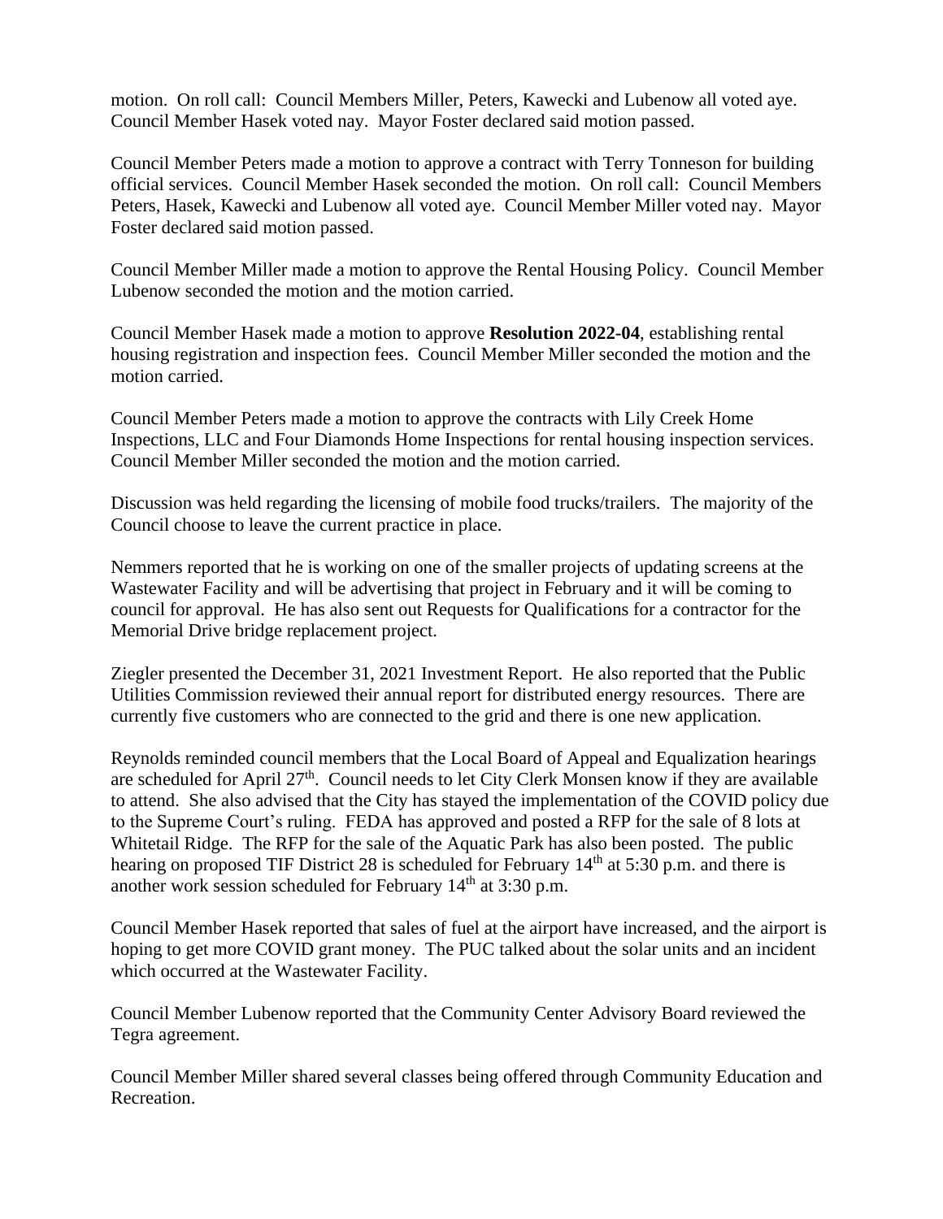motion. On roll call: Council Members Miller, Peters, Kawecki and Lubenow all voted aye. Council Member Hasek voted nay. Mayor Foster declared said motion passed.

Council Member Peters made a motion to approve a contract with Terry Tonneson for building official services. Council Member Hasek seconded the motion. On roll call: Council Members Peters, Hasek, Kawecki and Lubenow all voted aye. Council Member Miller voted nay. Mayor Foster declared said motion passed.

Council Member Miller made a motion to approve the Rental Housing Policy. Council Member Lubenow seconded the motion and the motion carried.

Council Member Hasek made a motion to approve **Resolution 2022-04**, establishing rental housing registration and inspection fees. Council Member Miller seconded the motion and the motion carried.

Council Member Peters made a motion to approve the contracts with Lily Creek Home Inspections, LLC and Four Diamonds Home Inspections for rental housing inspection services. Council Member Miller seconded the motion and the motion carried.

Discussion was held regarding the licensing of mobile food trucks/trailers. The majority of the Council choose to leave the current practice in place.

Nemmers reported that he is working on one of the smaller projects of updating screens at the Wastewater Facility and will be advertising that project in February and it will be coming to council for approval. He has also sent out Requests for Qualifications for a contractor for the Memorial Drive bridge replacement project.

Ziegler presented the December 31, 2021 Investment Report. He also reported that the Public Utilities Commission reviewed their annual report for distributed energy resources. There are currently five customers who are connected to the grid and there is one new application.

Reynolds reminded council members that the Local Board of Appeal and Equalization hearings are scheduled for April 27th. Council needs to let City Clerk Monsen know if they are available to attend. She also advised that the City has stayed the implementation of the COVID policy due to the Supreme Court's ruling. FEDA has approved and posted a RFP for the sale of 8 lots at Whitetail Ridge. The RFP for the sale of the Aquatic Park has also been posted. The public hearing on proposed TIF District 28 is scheduled for February 14th at 5:30 p.m. and there is another work session scheduled for February 14th at 3:30 p.m.

Council Member Hasek reported that sales of fuel at the airport have increased, and the airport is hoping to get more COVID grant money. The PUC talked about the solar units and an incident which occurred at the Wastewater Facility.

Council Member Lubenow reported that the Community Center Advisory Board reviewed the Tegra agreement.

Council Member Miller shared several classes being offered through Community Education and Recreation.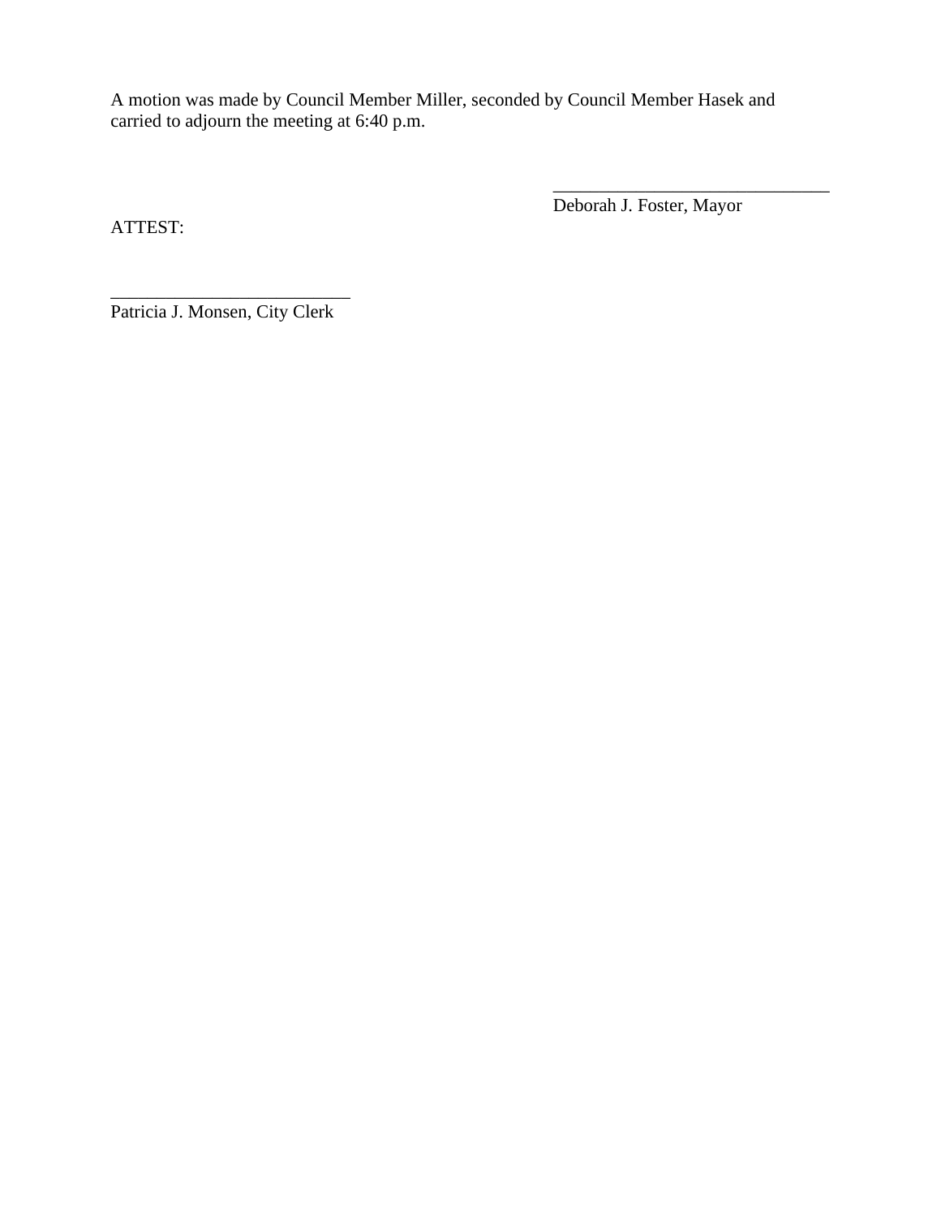A motion was made by Council Member Miller, seconded by Council Member Hasek and carried to adjourn the meeting at 6:40 p.m.

\_\_\_\_\_\_\_\_\_\_\_\_\_\_\_\_\_\_\_\_\_\_\_\_\_\_\_\_\_\_\_
Deborah J. Foster, Mayor

ATTEST:

\_\_\_\_\_\_\_\_\_\_\_\_\_\_\_\_\_\_\_\_\_\_\_\_\_\_\_
Patricia J. Monsen, City Clerk